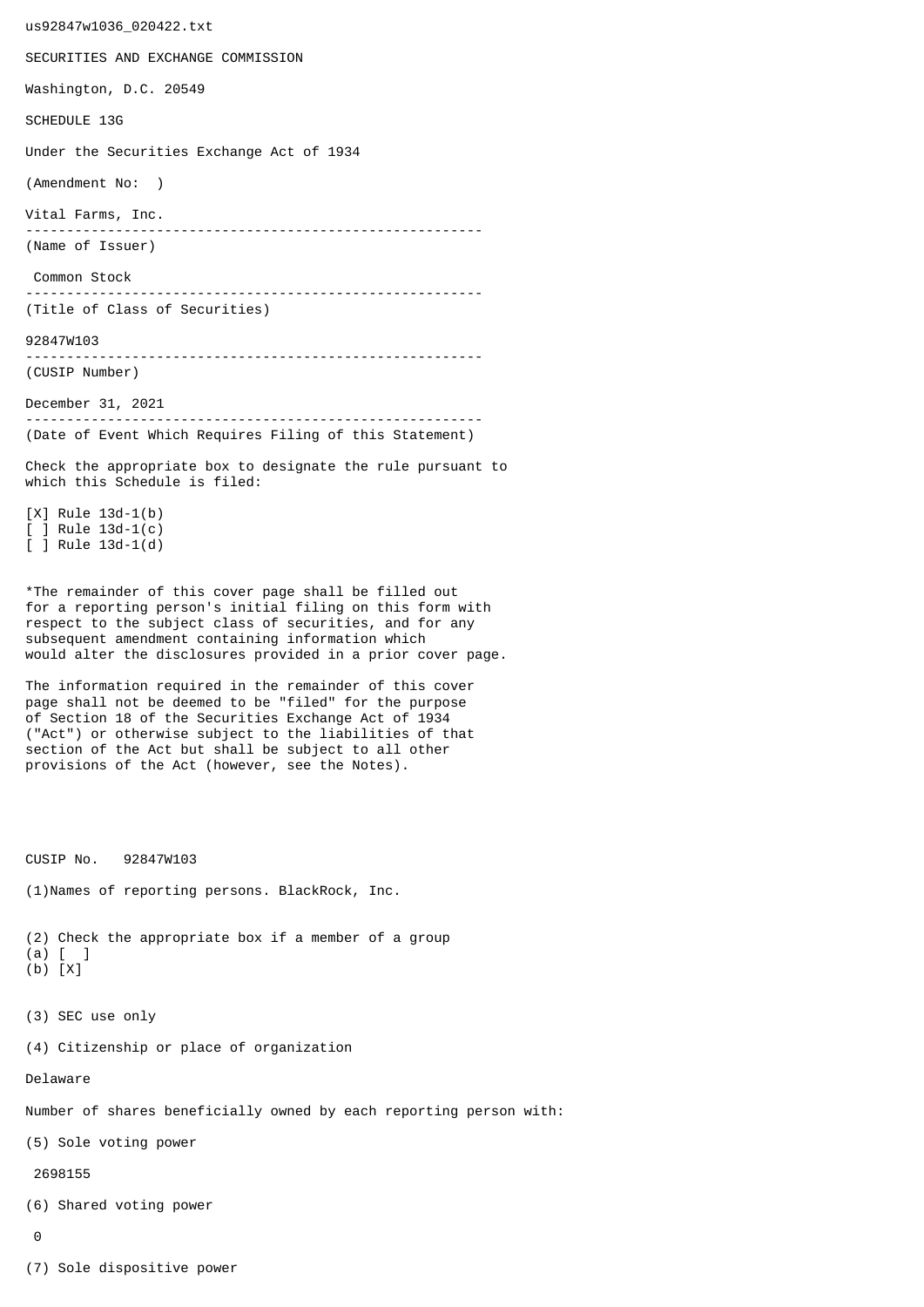us92847w1036_020422.txt

SECURITIES AND EXCHANGE COMMISSION

Washington, D.C. 20549

SCHEDULE 13G

Under the Securities Exchange Act of 1934

(Amendment No: )

Vital Farms, Inc.

--------------------------------------------------------

(Name of Issuer)

Common Stock

--------------------------------------------------------

(Title of Class of Securities)

92847W103

--------------------------------------------------------

(CUSIP Number)

December 31, 2021

--------------------------------------------------------

(Date of Event Which Requires Filing of this Statement)

Check the appropriate box to designate the rule pursuant to which this Schedule is filed:

[X] Rule 13d-1(b)
[ ] Rule 13d-1(c)
[ ] Rule 13d-1(d)

*The remainder of this cover page shall be filled out for a reporting person's initial filing on this form with respect to the subject class of securities, and for any subsequent amendment containing information which would alter the disclosures provided in a prior cover page.

The information required in the remainder of this cover page shall not be deemed to be "filed" for the purpose of Section 18 of the Securities Exchange Act of 1934 ("Act") or otherwise subject to the liabilities of that section of the Act but shall be subject to all other provisions of the Act (however, see the Notes).

CUSIP No. 92847W103

(1)Names of reporting persons. BlackRock, Inc.

(2) Check the appropriate box if a member of a group
(a) [ ]
(b) [X]

(3) SEC use only

(4) Citizenship or place of organization

Delaware

Number of shares beneficially owned by each reporting person with:

(5) Sole voting power

2698155

(6) Shared voting power

0

(7) Sole dispositive power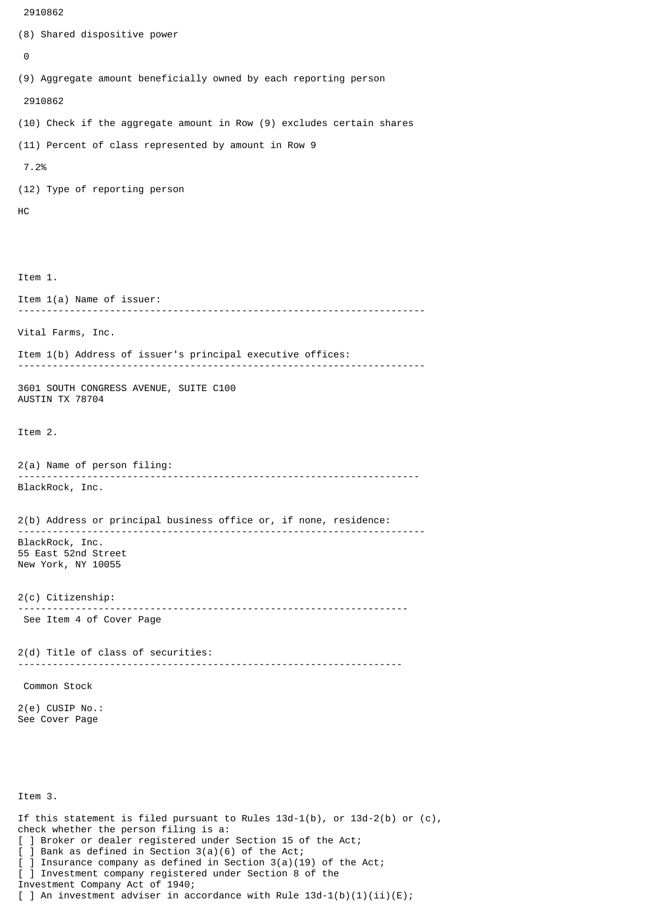2910862

(8) Shared dispositive power

0

(9) Aggregate amount beneficially owned by each reporting person

2910862

(10) Check if the aggregate amount in Row (9) excludes certain shares

(11) Percent of class represented by amount in Row 9

7.2%

(12) Type of reporting person

HC

Item 1.

Item 1(a) Name of issuer:

---

Vital Farms, Inc.

Item 1(b) Address of issuer's principal executive offices:

---

3601 SOUTH CONGRESS AVENUE, SUITE C100
AUSTIN TX 78704

Item 2.

2(a) Name of person filing:

---

BlackRock, Inc.

2(b) Address or principal business office or, if none, residence:

---

BlackRock, Inc.
55 East 52nd Street
New York, NY 10055

2(c) Citizenship:

---

See Item 4 of Cover Page

2(d) Title of class of securities:

---

Common Stock

2(e) CUSIP No.:
See Cover Page

Item 3.

If this statement is filed pursuant to Rules 13d-1(b), or 13d-2(b) or (c), check whether the person filing is a:
[ ] Broker or dealer registered under Section 15 of the Act;
[ ] Bank as defined in Section 3(a)(6) of the Act;
[ ] Insurance company as defined in Section 3(a)(19) of the Act;
[ ] Investment company registered under Section 8 of the Investment Company Act of 1940;
[ ] An investment adviser in accordance with Rule 13d-1(b)(1)(ii)(E);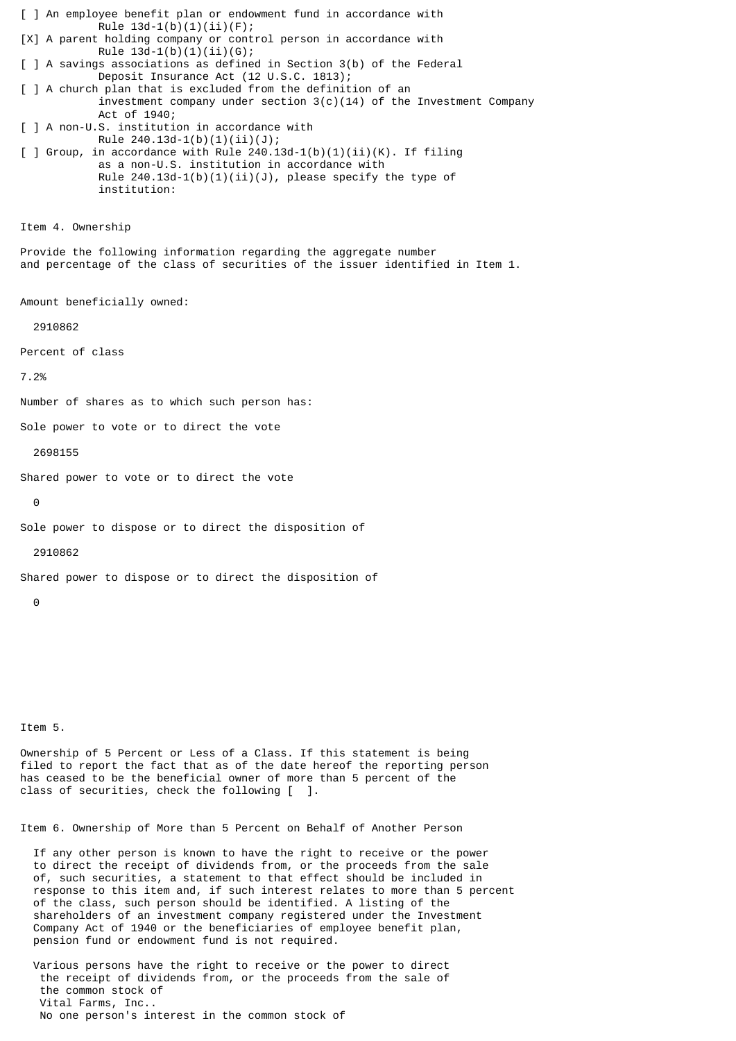[ ] An employee benefit plan or endowment fund in accordance with Rule 13d-1(b)(1)(ii)(F);

[X] A parent holding company or control person in accordance with Rule 13d-1(b)(1)(ii)(G);

[ ] A savings associations as defined in Section 3(b) of the Federal Deposit Insurance Act (12 U.S.C. 1813);

[ ] A church plan that is excluded from the definition of an investment company under section 3(c)(14) of the Investment Company Act of 1940;

[ ] A non-U.S. institution in accordance with Rule 240.13d-1(b)(1)(ii)(J);

[ ] Group, in accordance with Rule 240.13d-1(b)(1)(ii)(K). If filing as a non-U.S. institution in accordance with Rule 240.13d-1(b)(1)(ii)(J), please specify the type of institution:

Item 4. Ownership

Provide the following information regarding the aggregate number and percentage of the class of securities of the issuer identified in Item 1.

Amount beneficially owned:

2910862

Percent of class

7.2%

Number of shares as to which such person has:

Sole power to vote or to direct the vote

2698155

Shared power to vote or to direct the vote

0

Sole power to dispose or to direct the disposition of

2910862

Shared power to dispose or to direct the disposition of

0

Item 5.

Ownership of 5 Percent or Less of a Class. If this statement is being filed to report the fact that as of the date hereof the reporting person has ceased to be the beneficial owner of more than 5 percent of the class of securities, check the following [  ].

Item 6. Ownership of More than 5 Percent on Behalf of Another Person

If any other person is known to have the right to receive or the power to direct the receipt of dividends from, or the proceeds from the sale of, such securities, a statement to that effect should be included in response to this item and, if such interest relates to more than 5 percent of the class, such person should be identified. A listing of the shareholders of an investment company registered under the Investment Company Act of 1940 or the beneficiaries of employee benefit plan, pension fund or endowment fund is not required.

Various persons have the right to receive or the power to direct the receipt of dividends from, or the proceeds from the sale of the common stock of Vital Farms, Inc.. No one person's interest in the common stock of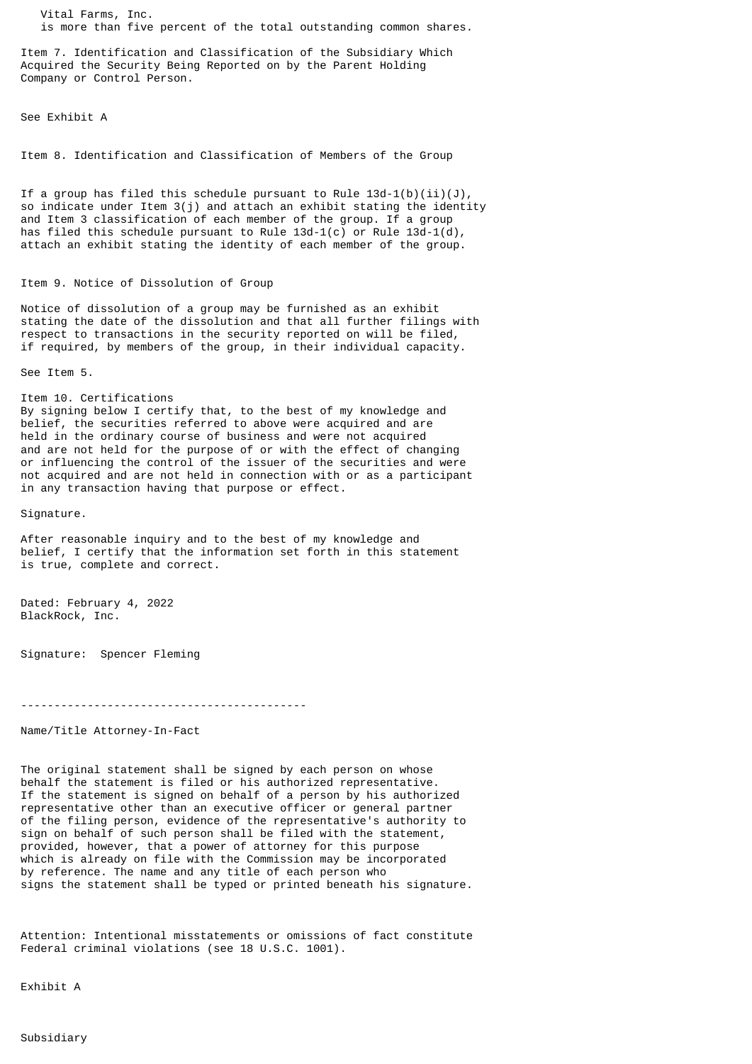Vital Farms, Inc.
is more than five percent of the total outstanding common shares.

Item 7. Identification and Classification of the Subsidiary Which Acquired the Security Being Reported on by the Parent Holding Company or Control Person.

See Exhibit A

Item 8. Identification and Classification of Members of the Group

If a group has filed this schedule pursuant to Rule 13d-1(b)(ii)(J), so indicate under Item 3(j) and attach an exhibit stating the identity and Item 3 classification of each member of the group. If a group has filed this schedule pursuant to Rule 13d-1(c) or Rule 13d-1(d), attach an exhibit stating the identity of each member of the group.

Item 9. Notice of Dissolution of Group

Notice of dissolution of a group may be furnished as an exhibit stating the date of the dissolution and that all further filings with respect to transactions in the security reported on will be filed, if required, by members of the group, in their individual capacity.

See Item 5.

Item 10. Certifications
By signing below I certify that, to the best of my knowledge and belief, the securities referred to above were acquired and are held in the ordinary course of business and were not acquired and are not held for the purpose of or with the effect of changing or influencing the control of the issuer of the securities and were not acquired and are not held in connection with or as a participant in any transaction having that purpose or effect.

Signature.

After reasonable inquiry and to the best of my knowledge and belief, I certify that the information set forth in this statement is true, complete and correct.

Dated: February 4, 2022
BlackRock, Inc.

Signature: Spencer Fleming

-------------------------------------------

Name/Title Attorney-In-Fact

The original statement shall be signed by each person on whose behalf the statement is filed or his authorized representative. If the statement is signed on behalf of a person by his authorized representative other than an executive officer or general partner of the filing person, evidence of the representative's authority to sign on behalf of such person shall be filed with the statement, provided, however, that a power of attorney for this purpose which is already on file with the Commission may be incorporated by reference. The name and any title of each person who signs the statement shall be typed or printed beneath his signature.

Attention: Intentional misstatements or omissions of fact constitute Federal criminal violations (see 18 U.S.C. 1001).

Exhibit A

Subsidiary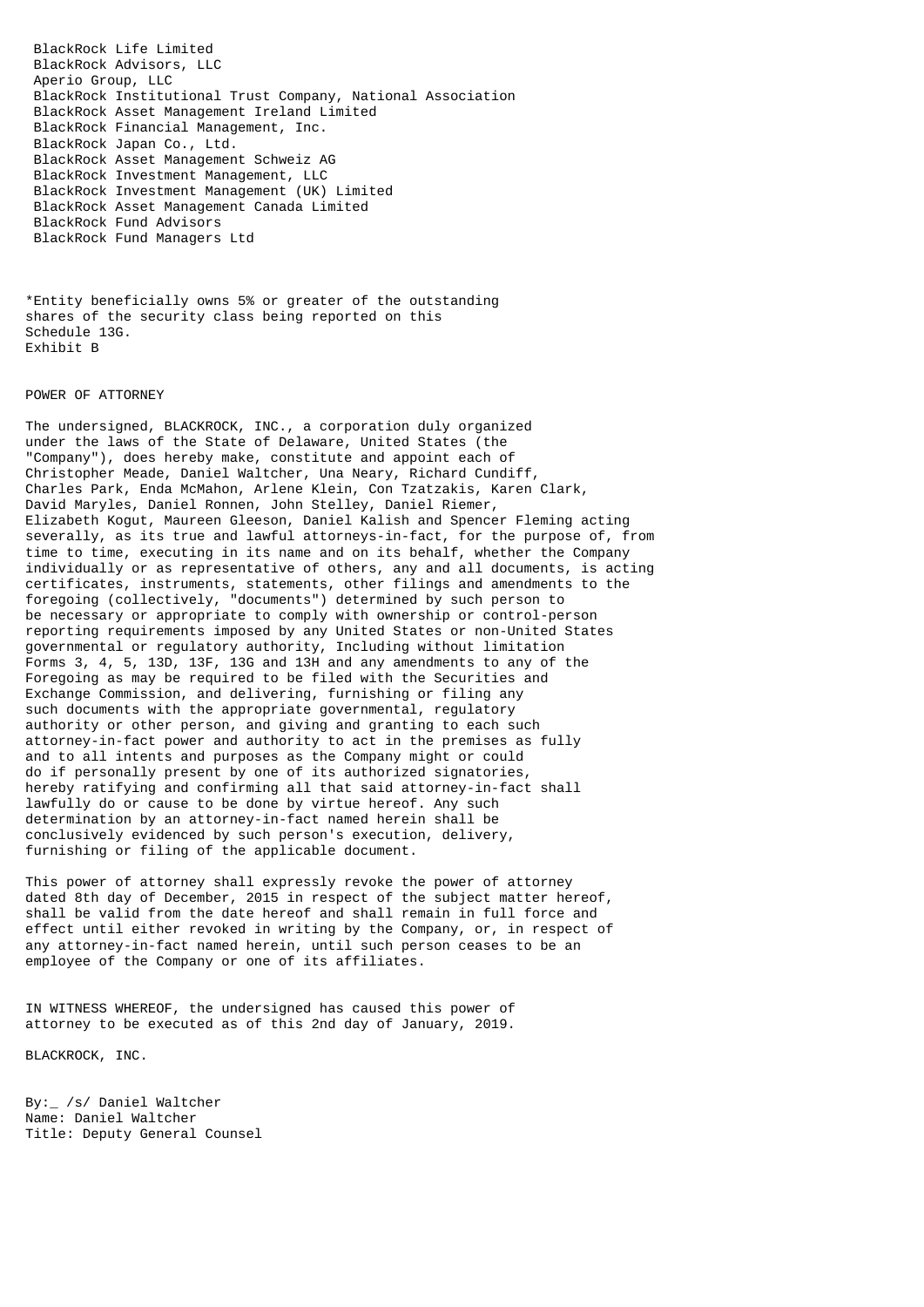BlackRock Life Limited
BlackRock Advisors, LLC
Aperio Group, LLC
BlackRock Institutional Trust Company, National Association
BlackRock Asset Management Ireland Limited
BlackRock Financial Management, Inc.
BlackRock Japan Co., Ltd.
BlackRock Asset Management Schweiz AG
BlackRock Investment Management, LLC
BlackRock Investment Management (UK) Limited
BlackRock Asset Management Canada Limited
BlackRock Fund Advisors
BlackRock Fund Managers Ltd

*Entity beneficially owns 5% or greater of the outstanding shares of the security class being reported on this Schedule 13G.

Exhibit B

POWER OF ATTORNEY

The undersigned, BLACKROCK, INC., a corporation duly organized under the laws of the State of Delaware, United States (the "Company"), does hereby make, constitute and appoint each of Christopher Meade, Daniel Waltcher, Una Neary, Richard Cundiff, Charles Park, Enda McMahon, Arlene Klein, Con Tzatzakis, Karen Clark, David Maryles, Daniel Ronnen, John Stelley, Daniel Riemer, Elizabeth Kogut, Maureen Gleeson, Daniel Kalish and Spencer Fleming acting severally, as its true and lawful attorneys-in-fact, for the purpose of, from time to time, executing in its name and on its behalf, whether the Company individually or as representative of others, any and all documents, is acting certificates, instruments, statements, other filings and amendments to the foregoing (collectively, "documents") determined by such person to be necessary or appropriate to comply with ownership or control-person reporting requirements imposed by any United States or non-United States governmental or regulatory authority, Including without limitation Forms 3, 4, 5, 13D, 13F, 13G and 13H and any amendments to any of the Foregoing as may be required to be filed with the Securities and Exchange Commission, and delivering, furnishing or filing any such documents with the appropriate governmental, regulatory authority or other person, and giving and granting to each such attorney-in-fact power and authority to act in the premises as fully and to all intents and purposes as the Company might or could do if personally present by one of its authorized signatories, hereby ratifying and confirming all that said attorney-in-fact shall lawfully do or cause to be done by virtue hereof. Any such determination by an attorney-in-fact named herein shall be conclusively evidenced by such person's execution, delivery, furnishing or filing of the applicable document.

This power of attorney shall expressly revoke the power of attorney dated 8th day of December, 2015 in respect of the subject matter hereof, shall be valid from the date hereof and shall remain in full force and effect until either revoked in writing by the Company, or, in respect of any attorney-in-fact named herein, until such person ceases to be an employee of the Company or one of its affiliates.

IN WITNESS WHEREOF, the undersigned has caused this power of attorney to be executed as of this 2nd day of January, 2019.

BLACKROCK, INC.

By:_ /s/ Daniel Waltcher
Name: Daniel Waltcher
Title: Deputy General Counsel